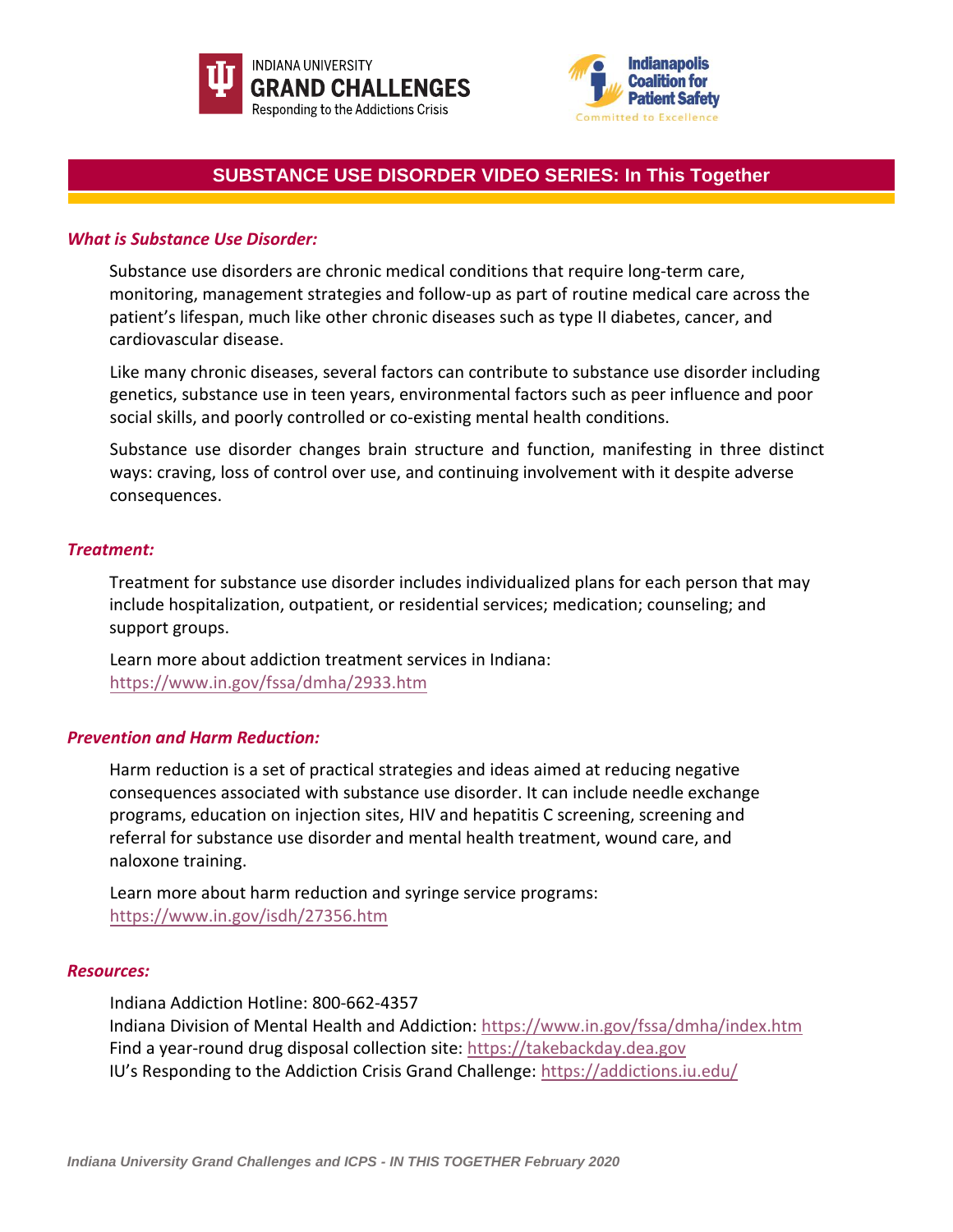INDIANA UNIVERSITY
**GRAND CHALLENGES**
Responding to the Addictions Crisis

**Indianapolis Coalition for Patient Safety**
Committed to Excellence

# SUBSTANCE USE DISORDER VIDEO SERIES: In This Together

### *What is Substance Use Disorder:*

Substance use disorders are chronic medical conditions that require long-term care, monitoring, management strategies and follow-up as part of routine medical care across the patient's lifespan, much like other chronic diseases such as type II diabetes, cancer, and cardiovascular disease.

Like many chronic diseases, several factors can contribute to substance use disorder including genetics, substance use in teen years, environmental factors such as peer influence and poor social skills, and poorly controlled or co-existing mental health conditions.

Substance use disorder changes brain structure and function, manifesting in three distinct ways: craving, loss of control over use, and continuing involvement with it despite adverse consequences.

### *Treatment:*

Treatment for substance use disorder includes individualized plans for each person that may include hospitalization, outpatient, or residential services; medication; counseling; and support groups.

Learn more about addiction treatment services in Indiana:
https://www.in.gov/fssa/dmha/2933.htm

### *Prevention and Harm Reduction:*

Harm reduction is a set of practical strategies and ideas aimed at reducing negative consequences associated with substance use disorder. It can include needle exchange programs, education on injection sites, HIV and hepatitis C screening, screening and referral for substance use disorder and mental health treatment, wound care, and naloxone training.

Learn more about harm reduction and syringe service programs:
https://www.in.gov/isdh/27356.htm

### *Resources:*

Indiana Addiction Hotline: 800-662-4357
Indiana Division of Mental Health and Addiction: https://www.in.gov/fssa/dmha/index.htm
Find a year-round drug disposal collection site: https://takebackday.dea.gov
IU's Responding to the Addiction Crisis Grand Challenge: https://addictions.iu.edu/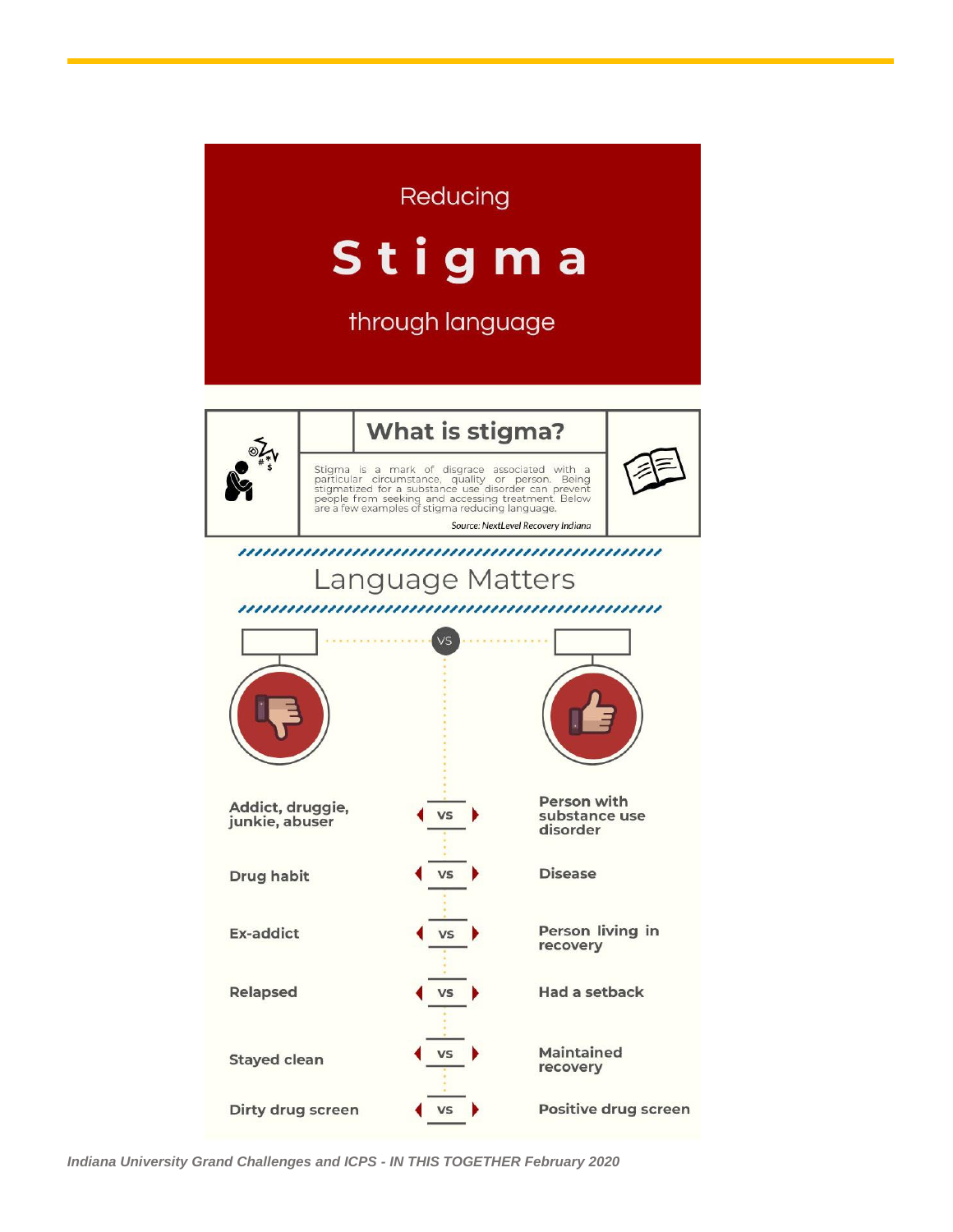Reducing

# Stigma

through language

## What is stigma?

Stigma is a mark of disgrace associated with a particular circumstance, quality or person. Being stigmatized for a substance use disorder can prevent people from seeking and accessing treatment. Below are a few examples of stigma reducing language.

*Source: NextLevel Recovery Indiana*

## Language Matters

| | | |
|---|---|---|
| Addict, druggie, junkie, abuser | vs | Person with substance use disorder |
| Drug habit | vs | Disease |
| Ex-addict | vs | Person living in recovery |
| Relapsed | vs | Had a setback |
| Stayed clean | vs | Maintained recovery |
| Dirty drug screen | vs | Positive drug screen |

*Indiana University Grand Challenges and ICPS - IN THIS TOGETHER February 2020*